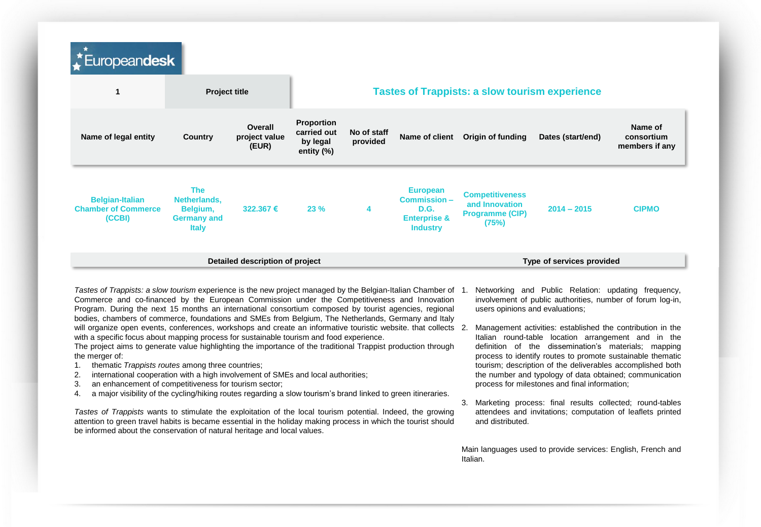Europeandesk

| 1 | Project title | Tastes of Trappists: a slow tourism experience |
|---|---|---|

| Name of legal entity | Country | Overall project value (EUR) | Proportion carried out by legal entity (%) | No of staff provided | Name of client | Origin of funding | Dates (start/end) | Name of consortium members if any |
|---|---|---|---|---|---|---|---|---|
| Belgian-Italian Chamber of Commerce (CCBI) | The Netherlands, Belgium, Germany and Italy | 322.367 € | 23 % | 4 | European Commission – D.G. Enterprise & Industry | Competitiveness and Innovation Programme (CIP) (75%) | 2014 – 2015 | CIPMO |

## Detailed description of project

*Tastes of Trappists: a slow tourism* experience is the new project managed by the Belgian-Italian Chamber of Commerce and co-financed by the European Commission under the Competitiveness and Innovation Program. During the next 15 months an international consortium composed by tourist agencies, regional bodies, chambers of commerce, foundations and SMEs from Belgium, The Netherlands, Germany and Italy will organize open events, conferences, workshops and create an informative touristic website. that collects with a specific focus about mapping process for sustainable tourism and food experience.

The project aims to generate value highlighting the importance of the traditional Trappist production through the merger of:

1. thematic *Trappists routes* among three countries;
2. international cooperation with a high involvement of SMEs and local authorities;
3. an enhancement of competitiveness for tourism sector;
4. a major visibility of the cycling/hiking routes regarding a slow tourism's brand linked to green itineraries.

*Tastes of Trappists* wants to stimulate the exploitation of the local tourism potential. Indeed, the growing attention to green travel habits is became essential in the holiday making process in which the tourist should be informed about the conservation of natural heritage and local values.

## Type of services provided

1. Networking and Public Relation: updating frequency, involvement of public authorities, number of forum log-in, users opinions and evaluations;
2. Management activities: established the contribution in the Italian round-table location arrangement and in the definition of the dissemination's materials; mapping process to identify routes to promote sustainable thematic tourism; description of the deliverables accomplished both the number and typology of data obtained; communication process for milestones and final information;
3. Marketing process: final results collected; round-tables attendees and invitations; computation of leaflets printed and distributed.

Main languages used to provide services: English, French and Italian.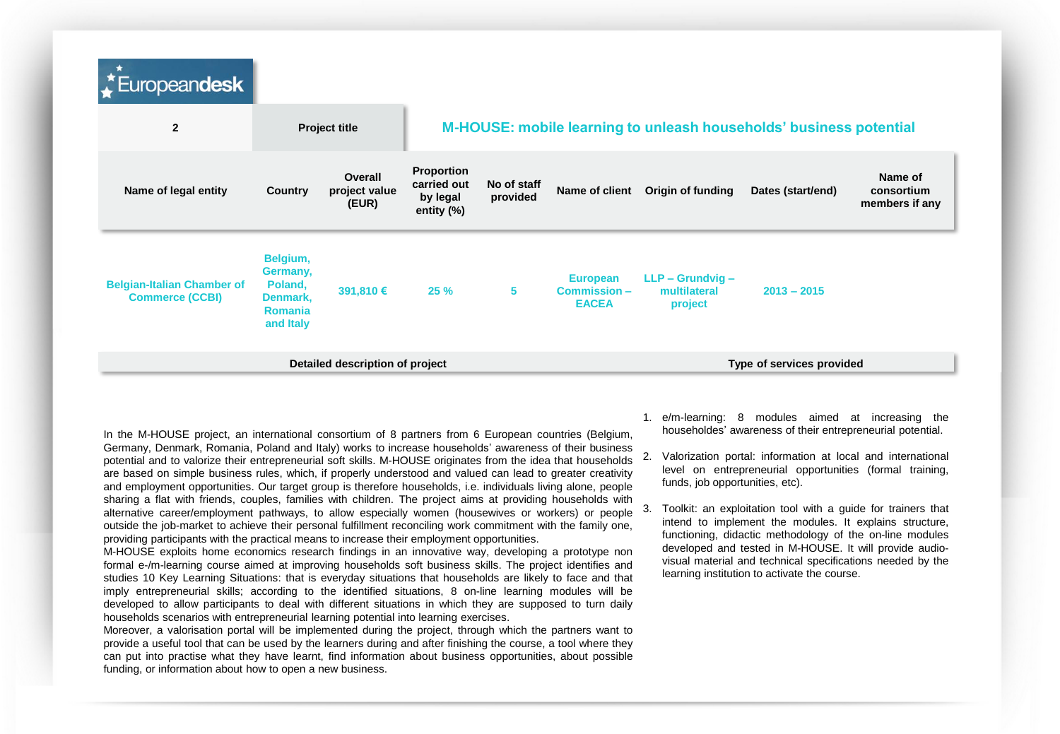Europeandesk

| 2 | Project title | M-HOUSE: mobile learning to unleash households' business potential |
|---|---|---|

| Name of legal entity | Country | Overall project value (EUR) | Proportion carried out by legal entity (%) | No of staff provided | Name of client | Origin of funding | Dates (start/end) | Name of consortium members if any |
|---|---|---|---|---|---|---|---|---|
| Belgian-Italian Chamber of Commerce (CCBI) | Belgium, Germany, Poland, Denmark, Romania and Italy | 391,810 € | 25 % | 5 | European Commission – EACEA | LLP – Grundvig – multilateral project | 2013 – 2015 | |

**Detailed description of project**

In the M-HOUSE project, an international consortium of 8 partners from 6 European countries (Belgium, Germany, Denmark, Romania, Poland and Italy) works to increase households' awareness of their business potential and to valorize their entrepreneurial soft skills. M-HOUSE originates from the idea that households are based on simple business rules, which, if properly understood and valued can lead to greater creativity and employment opportunities. Our target group is therefore households, i.e. individuals living alone, people sharing a flat with friends, couples, families with children. The project aims at providing households with alternative career/employment pathways, to allow especially women (housewives or workers) or people outside the job-market to achieve their personal fulfillment reconciling work commitment with the family one, providing participants with the practical means to increase their employment opportunities.
M-HOUSE exploits home economics research findings in an innovative way, developing a prototype non formal e-/m-learning course aimed at improving households soft business skills. The project identifies and studies 10 Key Learning Situations: that is everyday situations that households are likely to face and that imply entrepreneurial skills; according to the identified situations, 8 on-line learning modules will be developed to allow participants to deal with different situations in which they are supposed to turn daily households scenarios with entrepreneurial learning potential into learning exercises.
Moreover, a valorisation portal will be implemented during the project, through which the partners want to provide a useful tool that can be used by the learners during and after finishing the course, a tool where they can put into practise what they have learnt, find information about business opportunities, about possible funding, or information about how to open a new business.

**Type of services provided**

1. e/m-learning: 8 modules aimed at increasing the householdes' awareness of their entrepreneurial potential.
2. Valorization portal: information at local and international level on entrepreneurial opportunities (formal training, funds, job opportunities, etc).
3. Toolkit: an exploitation tool with a guide for trainers that intend to implement the modules. It explains structure, functioning, didactic methodology of the on-line modules developed and tested in M-HOUSE. It will provide audio-visual material and technical specifications needed by the learning institution to activate the course.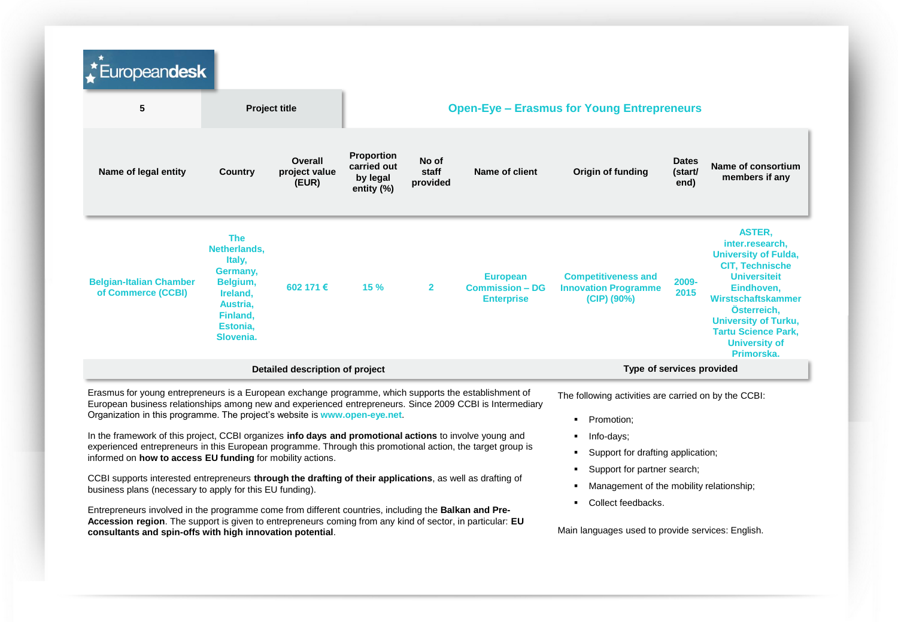| 5 | Project title | Open-Eye – Erasmus for Young Entrepreneurs |
|---|---|---|

| Name of legal entity | Country | Overall project value (EUR) | Proportion carried out by legal entity (%) | No of staff provided | Name of client | Origin of funding | Dates (start/ end) | Name of consortium members if any |
|---|---|---|---|---|---|---|---|---|
| Belgian-Italian Chamber of Commerce (CCBI) | The Netherlands, Italy, Germany, Belgium, Ireland, Austria, Finland, Estonia, Slovenia. | 602 171 € | 15 % | 2 | European Commission – DG Enterprise | Competitiveness and Innovation Programme (CIP) (90%) | 2009-2015 | ASTER, inter.research, University of Fulda, CIT, Technische Universiteit Eindhoven, Wirstschaftskammer Österreich, University of Turku, Tartu Science Park, University of Primorska. |

**Detailed description of project**

Erasmus for young entrepreneurs is a European exchange programme, which supports the establishment of European business relationships among new and experienced entrepreneurs. Since 2009 CCBI is Intermediary Organization in this programme. The project's website is www.open-eye.net.

In the framework of this project, CCBI organizes **info days and promotional actions** to involve young and experienced entrepreneurs in this European programme. Through this promotional action, the target group is informed on **how to access EU funding** for mobility actions.

CCBI supports interested entrepreneurs **through the drafting of their applications**, as well as drafting of business plans (necessary to apply for this EU funding).

Entrepreneurs involved in the programme come from different countries, including the **Balkan and Pre-Accession region**. The support is given to entrepreneurs coming from any kind of sector, in particular: **EU consultants and spin-offs with high innovation potential**.

**Type of services provided**

The following activities are carried on by the CCBI:

- Promotion;
- Info-days;
- Support for drafting application;
- Support for partner search;
- Management of the mobility relationship;
- Collect feedbacks.

Main languages used to provide services: English.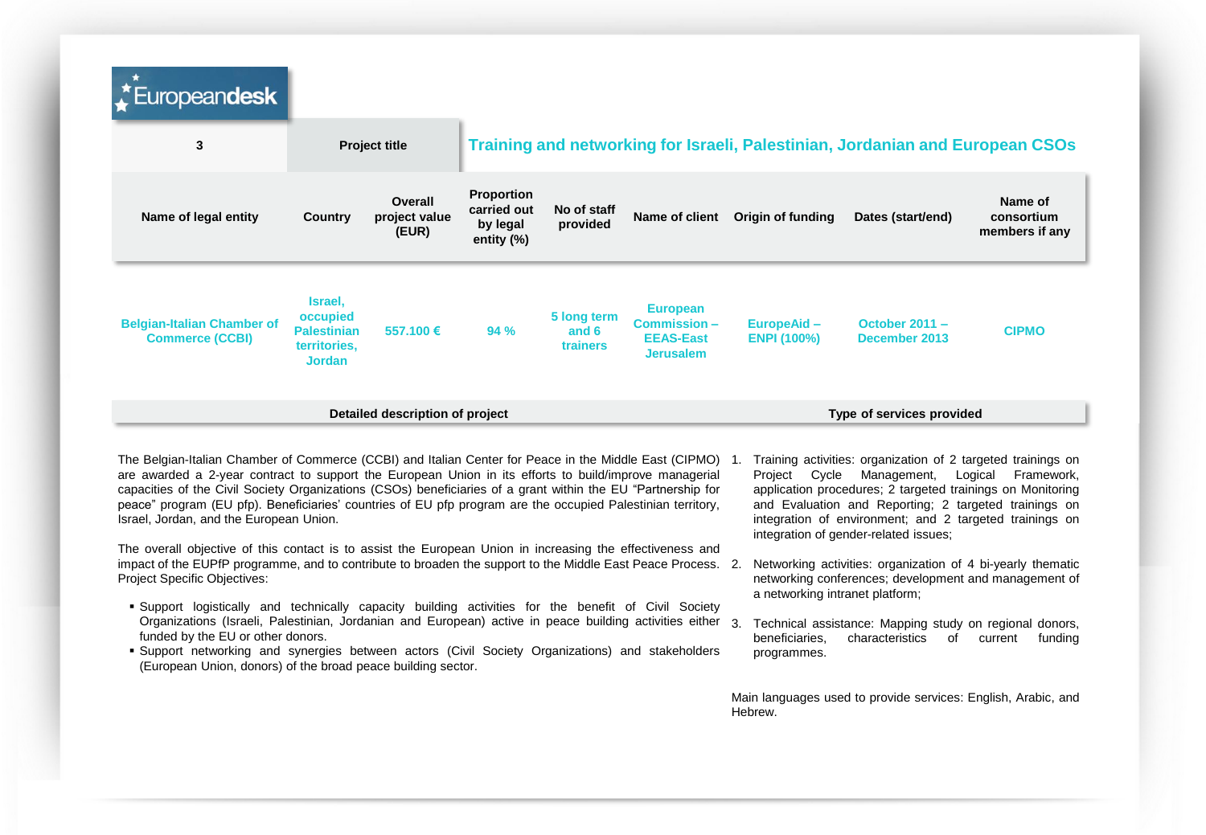| 3 | Project title | Training and networking for Israeli, Palestinian, Jordanian and European CSOs | | | | | | |
|---|---|---|---|---|---|---|---|---|
| **Name of legal entity** | **Country** | **Overall project value (EUR)** | **Proportion carried out by legal entity (%)** | **No of staff provided** | **Name of client** | **Origin of funding** | **Dates (start/end)** | **Name of consortium members if any** |
| Belgian-Italian Chamber of Commerce (CCBI) | Israel, occupied Palestinian territories, Jordan | 557.100 € | 94 % | 5 long term and 6 trainers | European Commission – EEAS-East Jerusalem | EuropeAid – ENPI (100%) | October 2011 – December 2013 | CIPMO |

**Detailed description of project**

The Belgian-Italian Chamber of Commerce (CCBI) and Italian Center for Peace in the Middle East (CIPMO) are awarded a 2-year contract to support the European Union in its efforts to build/improve managerial capacities of the Civil Society Organizations (CSOs) beneficiaries of a grant within the EU "Partnership for peace" program (EU pfp). Beneficiaries' countries of EU pfp program are the occupied Palestinian territory, Israel, Jordan, and the European Union.

The overall objective of this contact is to assist the European Union in increasing the effectiveness and impact of the EUPfP programme, and to contribute to broaden the support to the Middle East Peace Process. Project Specific Objectives:

- Support logistically and technically capacity building activities for the benefit of Civil Society Organizations (Israeli, Palestinian, Jordanian and European) active in peace building activities either funded by the EU or other donors.
- Support networking and synergies between actors (Civil Society Organizations) and stakeholders (European Union, donors) of the broad peace building sector.

**Type of services provided**

1. Training activities: organization of 2 targeted trainings on Project Cycle Management, Logical Framework, application procedures; 2 targeted trainings on Monitoring and Evaluation and Reporting; 2 targeted trainings on integration of environment; and 2 targeted trainings on integration of gender-related issues;
2. Networking activities: organization of 4 bi-yearly thematic networking conferences; development and management of a networking intranet platform;
3. Technical assistance: Mapping study on regional donors, beneficiaries, characteristics of current funding programmes.

Main languages used to provide services: English, Arabic, and Hebrew.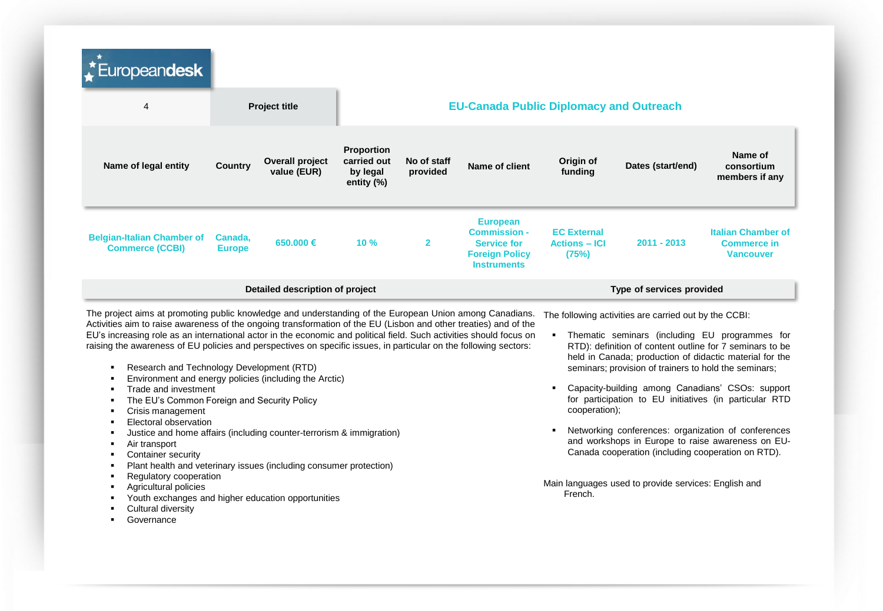Europeandesk

| 4 | Project title | EU-Canada Public Diplomacy and Outreach |
|---|---|---|

| Name of legal entity | Country | Overall project value (EUR) | Proportion carried out by legal entity (%) | No of staff provided | Name of client | Origin of funding | Dates (start/end) | Name of consortium members if any |
|---|---|---|---|---|---|---|---|---|
| Belgian-Italian Chamber of Commerce (CCBI) | Canada, Europe | 650.000 € | 10 % | 2 | European Commission - Service for Foreign Policy Instruments | EC External Actions – ICI (75%) | 2011 - 2013 | Italian Chamber of Commerce in Vancouver |

**Detailed description of project**

The project aims at promoting public knowledge and understanding of the European Union among Canadians. Activities aim to raise awareness of the ongoing transformation of the EU (Lisbon and other treaties) and of the EU's increasing role as an international actor in the economic and political field. Such activities should focus on raising the awareness of EU policies and perspectives on specific issues, in particular on the following sectors:

- Research and Technology Development (RTD)
- Environment and energy policies (including the Arctic)
- Trade and investment
- The EU's Common Foreign and Security Policy
- Crisis management
- Electoral observation
- Justice and home affairs (including counter-terrorism & immigration)
- Air transport
- Container security
- Plant health and veterinary issues (including consumer protection)
- Regulatory cooperation
- Agricultural policies
- Youth exchanges and higher education opportunities
- Cultural diversity
- Governance

**Type of services provided**

The following activities are carried out by the CCBI:

- Thematic seminars (including EU programmes for RTD): definition of content outline for 7 seminars to be held in Canada; production of didactic material for the seminars; provision of trainers to hold the seminars;
- Capacity-building among Canadians' CSOs: support for participation to EU initiatives (in particular RTD cooperation);
- Networking conferences: organization of conferences and workshops in Europe to raise awareness on EU-Canada cooperation (including cooperation on RTD).

Main languages used to provide services: English and French.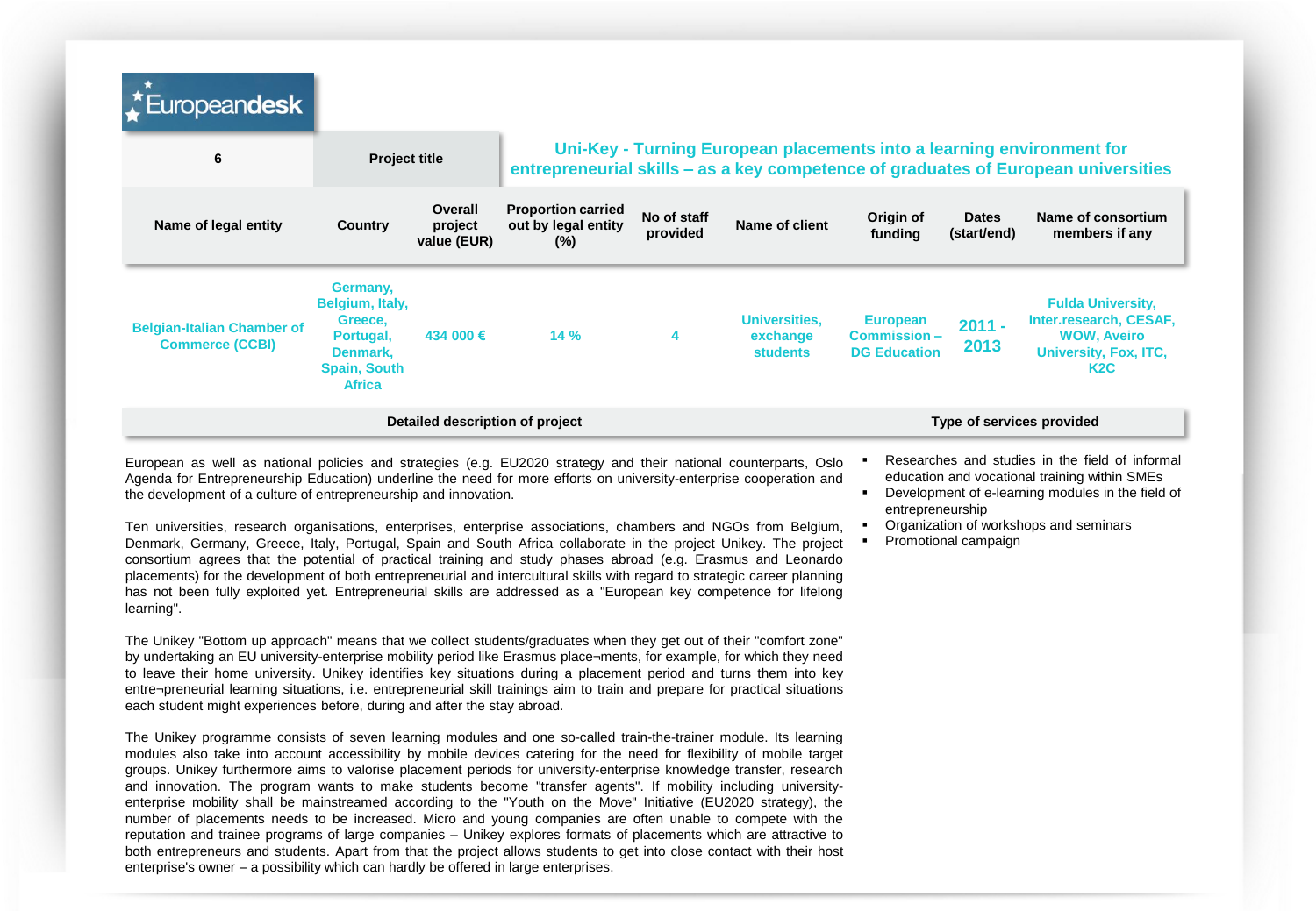| 6 | Project title | Uni-Key - Turning European placements into a learning environment for entrepreneurial skills – as a key competence of graduates of European universities |
|---|---|---|

| Name of legal entity | Country | Overall project value (EUR) | Proportion carried out by legal entity (%) | No of staff provided | Name of client | Origin of funding | Dates (start/end) | Name of consortium members if any |
|---|---|---|---|---|---|---|---|---|
| Belgian-Italian Chamber of Commerce (CCBI) | Germany, Belgium, Italy, Greece, Portugal, Denmark, Spain, South Africa | 434 000 € | 14 % | 4 | Universities, exchange students | European Commission – DG Education | 2011 - 2013 | Fulda University, Inter.research, CESAF, WOW, Aveiro University, Fox, ITC, K2C |

**Detailed description of project**

European as well as national policies and strategies (e.g. EU2020 strategy and their national counterparts, Oslo Agenda for Entrepreneurship Education) underline the need for more efforts on university-enterprise cooperation and the development of a culture of entrepreneurship and innovation.

Ten universities, research organisations, enterprises, enterprise associations, chambers and NGOs from Belgium, Denmark, Germany, Greece, Italy, Portugal, Spain and South Africa collaborate in the project Unikey. The project consortium agrees that the potential of practical training and study phases abroad (e.g. Erasmus and Leonardo placements) for the development of both entrepreneurial and intercultural skills with regard to strategic career planning has not been fully exploited yet. Entrepreneurial skills are addressed as a "European key competence for lifelong learning".

The Unikey "Bottom up approach" means that we collect students/graduates when they get out of their "comfort zone" by undertaking an EU university-enterprise mobility period like Erasmus place¬ments, for example, for which they need to leave their home university. Unikey identifies key situations during a placement period and turns them into key entre¬preneurial learning situations, i.e. entrepreneurial skill trainings aim to train and prepare for practical situations each student might experiences before, during and after the stay abroad.

The Unikey programme consists of seven learning modules and one so-called train-the-trainer module. Its learning modules also take into account accessibility by mobile devices catering for the need for flexibility of mobile target groups. Unikey furthermore aims to valorise placement periods for university-enterprise knowledge transfer, research and innovation. The program wants to make students become "transfer agents". If mobility including university-enterprise mobility shall be mainstreamed according to the "Youth on the Move" Initiative (EU2020 strategy), the number of placements needs to be increased. Micro and young companies are often unable to compete with the reputation and trainee programs of large companies – Unikey explores formats of placements which are attractive to both entrepreneurs and students. Apart from that the project allows students to get into close contact with their host enterprise's owner – a possibility which can hardly be offered in large enterprises.

**Type of services provided**

- Researches and studies in the field of informal education and vocational training within SMEs
- Development of e-learning modules in the field of entrepreneurship
- Organization of workshops and seminars
- Promotional campaign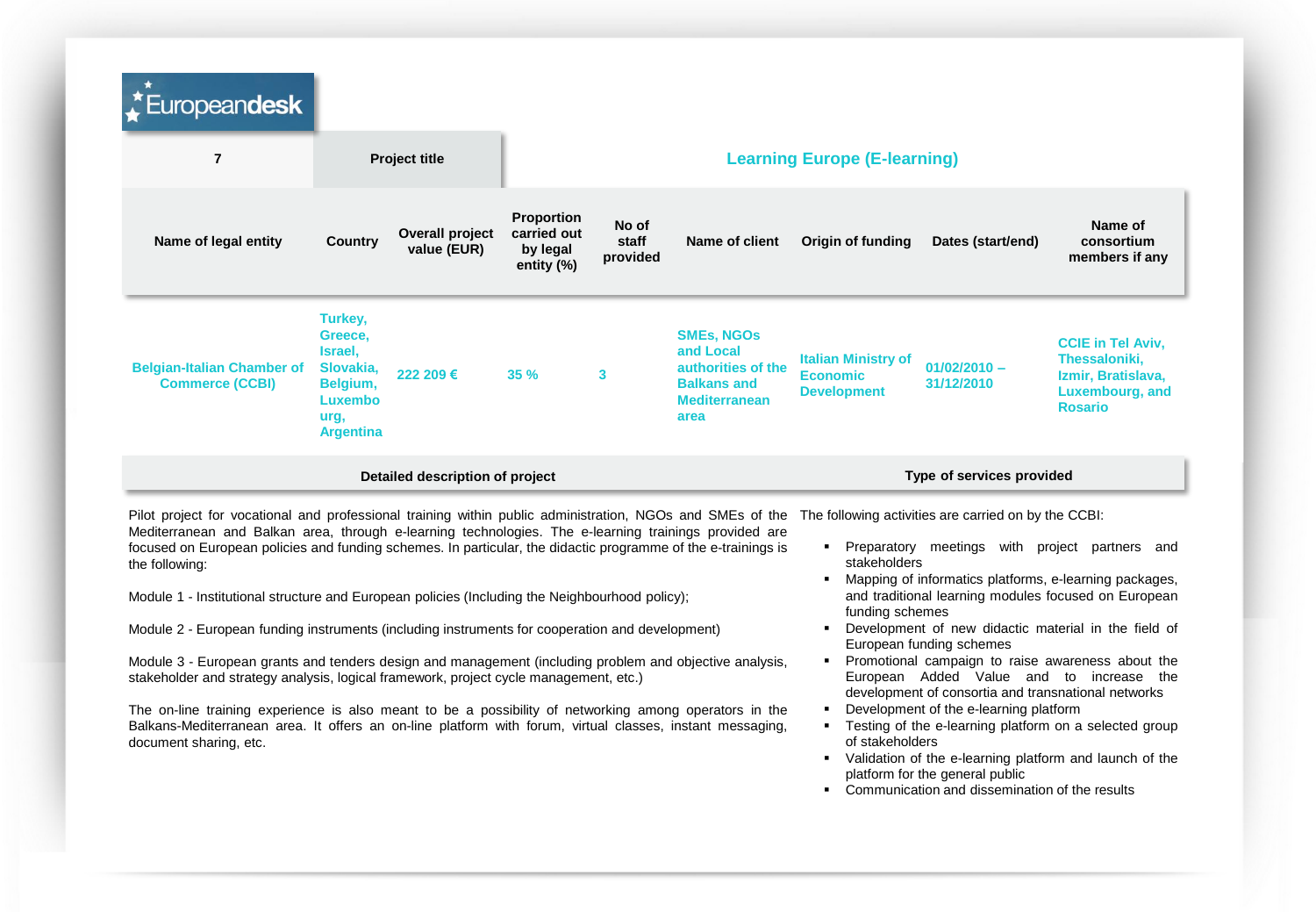Europeandesk

| 7 | Project title | Learning Europe (E-learning) | | | | | | |
|---|---|---|---|---|---|---|---|---|
| **Name of legal entity** | **Country** | **Overall project value (EUR)** | **Proportion carried out by legal entity (%)** | **No of staff provided** | **Name of client** | **Origin of funding** | **Dates (start/end)** | **Name of consortium members if any** |
| Belgian-Italian Chamber of Commerce (CCBI) | Turkey, Greece, Israel, Slovakia, Belgium, Luxemburg, Argentina | 222 209 € | 35 % | 3 | SMEs, NGOs and Local authorities of the Balkans and Mediterranean area | Italian Ministry of Economic Development | 01/02/2010 – 31/12/2010 | CCIE in Tel Aviv, Thessaloniki, Izmir, Bratislava, Luxembourg, and Rosario |

**Detailed description of project**

Pilot project for vocational and professional training within public administration, NGOs and SMEs of the Mediterranean and Balkan area, through e-learning technologies. The e-learning trainings provided are focused on European policies and funding schemes. In particular, the didactic programme of the e-trainings is the following:

Module 1 - Institutional structure and European policies (Including the Neighbourhood policy);

Module 2 - European funding instruments (including instruments for cooperation and development)

Module 3 - European grants and tenders design and management (including problem and objective analysis, stakeholder and strategy analysis, logical framework, project cycle management, etc.)

The on-line training experience is also meant to be a possibility of networking among operators in the Balkans-Mediterranean area. It offers an on-line platform with forum, virtual classes, instant messaging, document sharing, etc.

**Type of services provided**

The following activities are carried on by the CCBI:

- Preparatory meetings with project partners and stakeholders
- Mapping of informatics platforms, e-learning packages, and traditional learning modules focused on European funding schemes
- Development of new didactic material in the field of European funding schemes
- Promotional campaign to raise awareness about the European Added Value and to increase the development of consortia and transnational networks
- Development of the e-learning platform
- Testing of the e-learning platform on a selected group of stakeholders
- Validation of the e-learning platform and launch of the platform for the general public
- Communication and dissemination of the results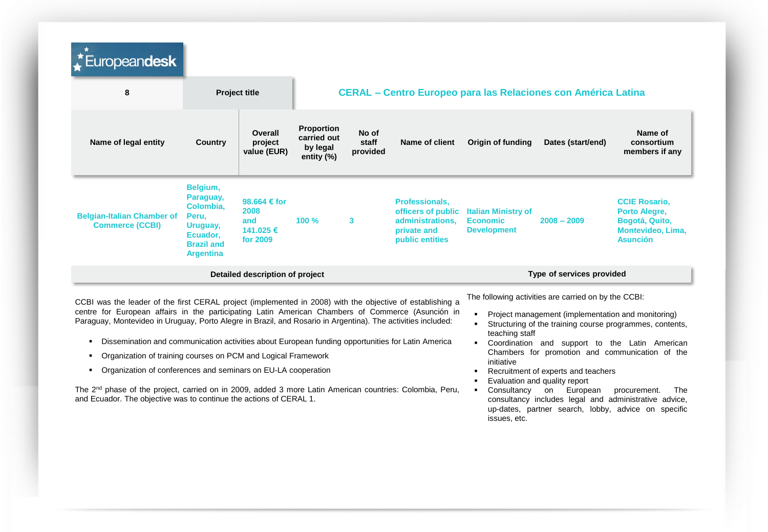Europeandesk

| 8 | Project title | CERAL – Centro Europeo para las Relaciones con América Latina | | | | | | |
|---|---|---|---|---|---|---|---|---|
| **Name of legal entity** | **Country** | **Overall project value (EUR)** | **Proportion carried out by legal entity (%)** | **No of staff provided** | **Name of client** | **Origin of funding** | **Dates (start/end)** | **Name of consortium members if any** |
| Belgian-Italian Chamber of Commerce (CCBI) | Belgium, Paraguay, Colombia, Peru, Uruguay, Ecuador, Brazil and Argentina | 98.664 € for 2008 and 141.025 € for 2009 | 100 % | 3 | Professionals, officers of public administrations, private and public entities | Italian Ministry of Economic Development | 2008 – 2009 | CCIE Rosario, Porto Alegre, Bogotá, Quito, Montevideo, Lima, Asunción |

**Detailed description of project**

CCBI was the leader of the first CERAL project (implemented in 2008) with the objective of establishing a centre for European affairs in the participating Latin American Chambers of Commerce (Asunción in Paraguay, Montevideo in Uruguay, Porto Alegre in Brazil, and Rosario in Argentina). The activities included:

- Dissemination and communication activities about European funding opportunities for Latin America
- Organization of training courses on PCM and Logical Framework
- Organization of conferences and seminars on EU-LA cooperation

The 2nd phase of the project, carried on in 2009, added 3 more Latin American countries: Colombia, Peru, and Ecuador. The objective was to continue the actions of CERAL 1.

**Type of services provided**

The following activities are carried on by the CCBI:

- Project management (implementation and monitoring)
- Structuring of the training course programmes, contents, teaching staff
- Coordination and support to the Latin American Chambers for promotion and communication of the initiative
- Recruitment of experts and teachers
- Evaluation and quality report
- Consultancy on European procurement. The consultancy includes legal and administrative advice, up-dates, partner search, lobby, advice on specific issues, etc.